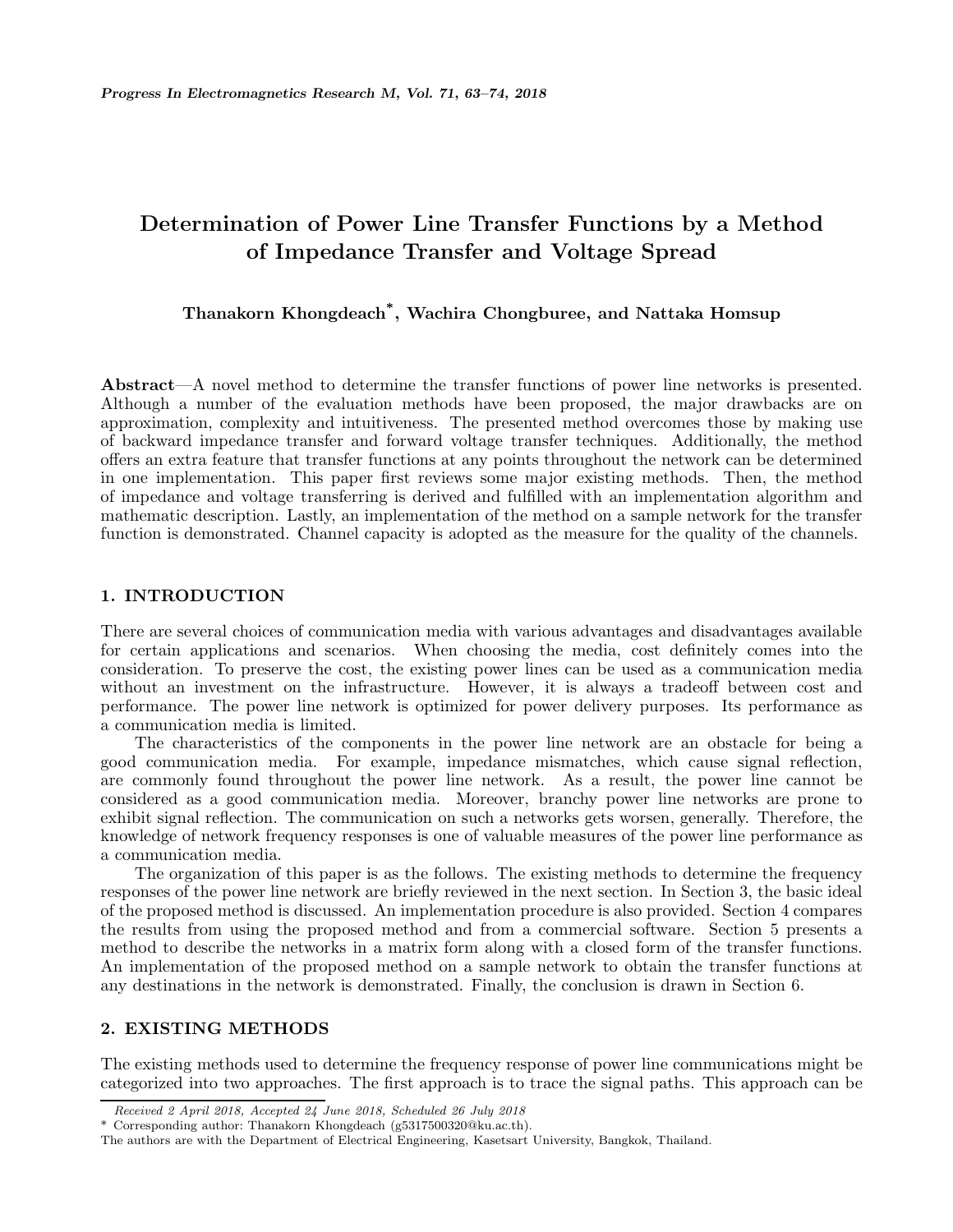# Determination of Power Line Transfer Functions by a Method of Impedance Transfer and Voltage Spread

**Thanakorn Khongdeach*, Wachira Chongburee, and Nattaka Homsup**

**Abstract**—A novel method to determine the transfer functions of power line networks is presented. Although a number of the evaluation methods have been proposed, the major drawbacks are on approximation, complexity and intuitiveness. The presented method overcomes those by making use of backward impedance transfer and forward voltage transfer techniques. Additionally, the method offers an extra feature that transfer functions at any points throughout the network can be determined in one implementation. This paper first reviews some major existing methods. Then, the method of impedance and voltage transferring is derived and fulfilled with an implementation algorithm and mathematic description. Lastly, an implementation of the method on a sample network for the transfer function is demonstrated. Channel capacity is adopted as the measure for the quality of the channels.

## 1. INTRODUCTION

There are several choices of communication media with various advantages and disadvantages available for certain applications and scenarios. When choosing the media, cost definitely comes into the consideration. To preserve the cost, the existing power lines can be used as a communication media without an investment on the infrastructure. However, it is always a tradeoff between cost and performance. The power line network is optimized for power delivery purposes. Its performance as a communication media is limited.

The characteristics of the components in the power line network are an obstacle for being a good communication media. For example, impedance mismatches, which cause signal reflection, are commonly found throughout the power line network. As a result, the power line cannot be considered as a good communication media. Moreover, branchy power line networks are prone to exhibit signal reflection. The communication on such a networks gets worsen, generally. Therefore, the knowledge of network frequency responses is one of valuable measures of the power line performance as a communication media.

The organization of this paper is as the follows. The existing methods to determine the frequency responses of the power line network are briefly reviewed in the next section. In Section 3, the basic ideal of the proposed method is discussed. An implementation procedure is also provided. Section 4 compares the results from using the proposed method and from a commercial software. Section 5 presents a method to describe the networks in a matrix form along with a closed form of the transfer functions. An implementation of the proposed method on a sample network to obtain the transfer functions at any destinations in the network is demonstrated. Finally, the conclusion is drawn in Section 6.

## 2. EXISTING METHODS

The existing methods used to determine the frequency response of power line communications might be categorized into two approaches. The first approach is to trace the signal paths. This approach can be

---

*Received 2 April 2018, Accepted 24 June 2018, Scheduled 26 July 2018*

\* Corresponding author: Thanakorn Khongdeach (g5317500320@ku.ac.th).

The authors are with the Department of Electrical Engineering, Kasetsart University, Bangkok, Thailand.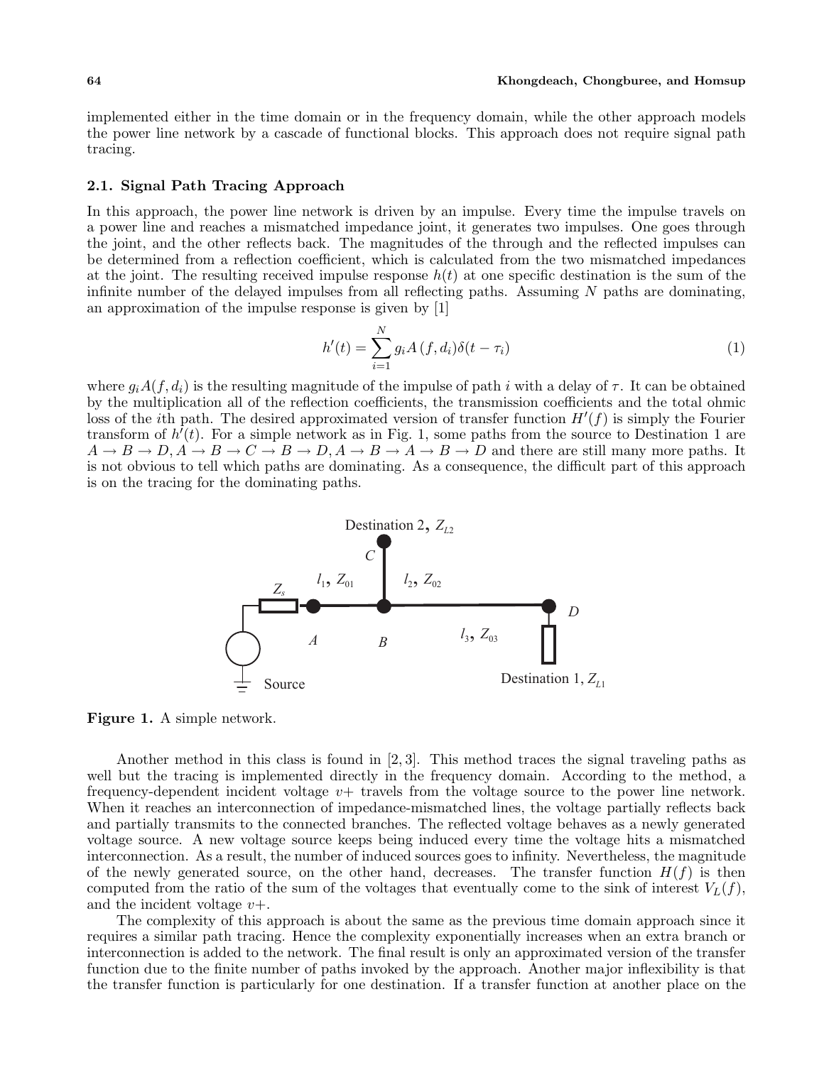implemented either in the time domain or in the frequency domain, while the other approach models the power line network by a cascade of functional blocks. This approach does not require signal path tracing.

### 2.1. Signal Path Tracing Approach

In this approach, the power line network is driven by an impulse. Every time the impulse travels on a power line and reaches a mismatched impedance joint, it generates two impulses. One goes through the joint, and the other reflects back. The magnitudes of the through and the reflected impulses can be determined from a reflection coefficient, which is calculated from the two mismatched impedances at the joint. The resulting received impulse response $h(t)$ at one specific destination is the sum of the infinite number of the delayed impulses from all reflecting paths. Assuming $N$ paths are dominating, an approximation of the impulse response is given by [1]

$$h'(t) = \sum_{i=1}^{N} g_i A\left(f, d_i\right) \delta(t - \tau_i) \tag{1}$$

where $g_i A(f, d_i)$ is the resulting magnitude of the impulse of path $i$ with a delay of $\tau$. It can be obtained by the multiplication all of the reflection coefficients, the transmission coefficients and the total ohmic loss of the $i$th path. The desired approximated version of transfer function $H'(f)$ is simply the Fourier transform of $h'(t)$. For a simple network as in Fig. 1, some paths from the source to Destination 1 are $A \to B \to D$, $A \to B \to C \to B \to D$, $A \to B \to A \to B \to D$ and there are still many more paths. It is not obvious to tell which paths are dominating. As a consequence, the difficult part of this approach is on the tracing for the dominating paths.

**Figure 1.** A simple network.

Another method in this class is found in [2, 3]. This method traces the signal traveling paths as well but the tracing is implemented directly in the frequency domain. According to the method, a frequency-dependent incident voltage $v+$ travels from the voltage source to the power line network. When it reaches an interconnection of impedance-mismatched lines, the voltage partially reflects back and partially transmits to the connected branches. The reflected voltage behaves as a newly generated voltage source. A new voltage source keeps being induced every time the voltage hits a mismatched interconnection. As a result, the number of induced sources goes to infinity. Nevertheless, the magnitude of the newly generated source, on the other hand, decreases. The transfer function $H(f)$ is then computed from the ratio of the sum of the voltages that eventually come to the sink of interest $V_L(f)$, and the incident voltage $v+$.

The complexity of this approach is about the same as the previous time domain approach since it requires a similar path tracing. Hence the complexity exponentially increases when an extra branch or interconnection is added to the network. The final result is only an approximated version of the transfer function due to the finite number of paths invoked by the approach. Another major inflexibility is that the transfer function is particularly for one destination. If a transfer function at another place on the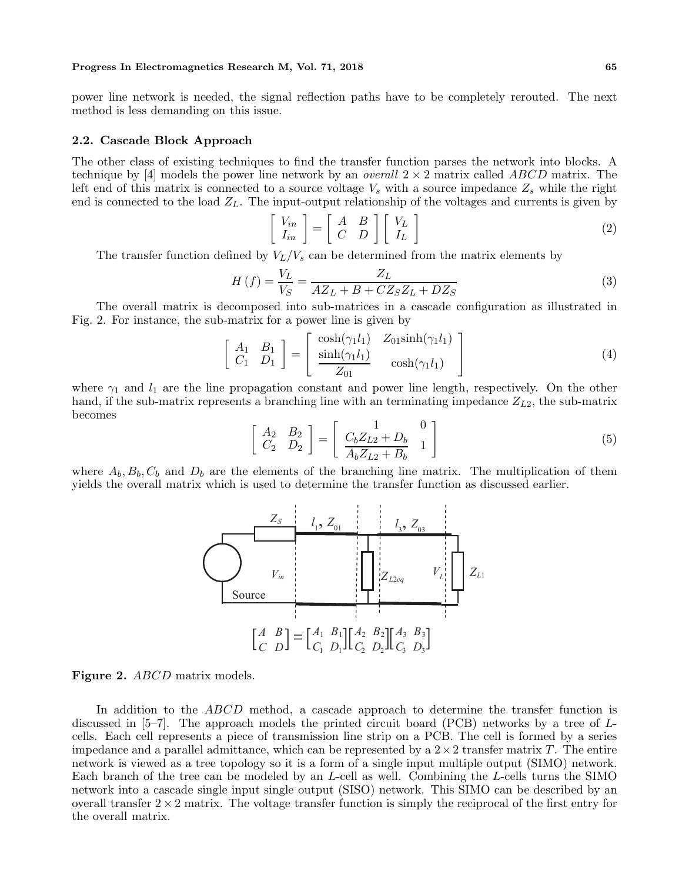power line network is needed, the signal reflection paths have to be completely rerouted. The next method is less demanding on this issue.

### 2.2. Cascade Block Approach

The other class of existing techniques to find the transfer function parses the network into blocks. A technique by [4] models the power line network by an *overall* $2 \times 2$ matrix called $ABCD$ matrix. The left end of this matrix is connected to a source voltage $V_s$ with a source impedance $Z_s$ while the right end is connected to the load $Z_L$. The input-output relationship of the voltages and currents is given by

$$\begin{bmatrix} V_{in} \\ I_{in} \end{bmatrix} = \begin{bmatrix} A & B \\ C & D \end{bmatrix} \begin{bmatrix} V_L \\ I_L \end{bmatrix} \tag{2}$$

The transfer function defined by $V_L/V_s$ can be determined from the matrix elements by

$$H(f) = \frac{V_L}{V_S} = \frac{Z_L}{AZ_L + B + CZ_S Z_L + DZ_S} \tag{3}$$

The overall matrix is decomposed into sub-matrices in a cascade configuration as illustrated in Fig. 2. For instance, the sub-matrix for a power line is given by

$$\begin{bmatrix} A_1 & B_1 \\ C_1 & D_1 \end{bmatrix} = \begin{bmatrix} \cosh(\gamma_1 l_1) & Z_{01}\sinh(\gamma_1 l_1) \\ \dfrac{\sinh(\gamma_1 l_1)}{Z_{01}} & \cosh(\gamma_1 l_1) \end{bmatrix} \tag{4}$$

where $\gamma_1$ and $l_1$ are the line propagation constant and power line length, respectively. On the other hand, if the sub-matrix represents a branching line with an terminating impedance $Z_{L2}$, the sub-matrix becomes

$$\begin{bmatrix} A_2 & B_2 \\ C_2 & D_2 \end{bmatrix} = \begin{bmatrix} 1 & 0 \\ \dfrac{C_b Z_{L2} + D_b}{A_b Z_{L2} + B_b} & 1 \end{bmatrix} \tag{5}$$

where $A_b, B_b, C_b$ and $D_b$ are the elements of the branching line matrix. The multiplication of them yields the overall matrix which is used to determine the transfer function as discussed earlier.

$$\begin{bmatrix} A & B \\ C & D \end{bmatrix} = \begin{bmatrix} A_1 & B_1 \\ C_1 & D_1 \end{bmatrix} \begin{bmatrix} A_2 & B_2 \\ C_2 & D_2 \end{bmatrix} \begin{bmatrix} A_3 & B_3 \\ C_3 & D_3 \end{bmatrix}$$

**Figure 2.** *ABCD* matrix models.

In addition to the $ABCD$ method, a cascade approach to determine the transfer function is discussed in [5–7]. The approach models the printed circuit board (PCB) networks by a tree of $L$-cells. Each cell represents a piece of transmission line strip on a PCB. The cell is formed by a series impedance and a parallel admittance, which can be represented by a $2 \times 2$ transfer matrix $T$. The entire network is viewed as a tree topology so it is a form of a single input multiple output (SIMO) network. Each branch of the tree can be modeled by an $L$-cell as well. Combining the $L$-cells turns the SIMO network into a cascade single input single output (SISO) network. This SIMO can be described by an overall transfer $2 \times 2$ matrix. The voltage transfer function is simply the reciprocal of the first entry for the overall matrix.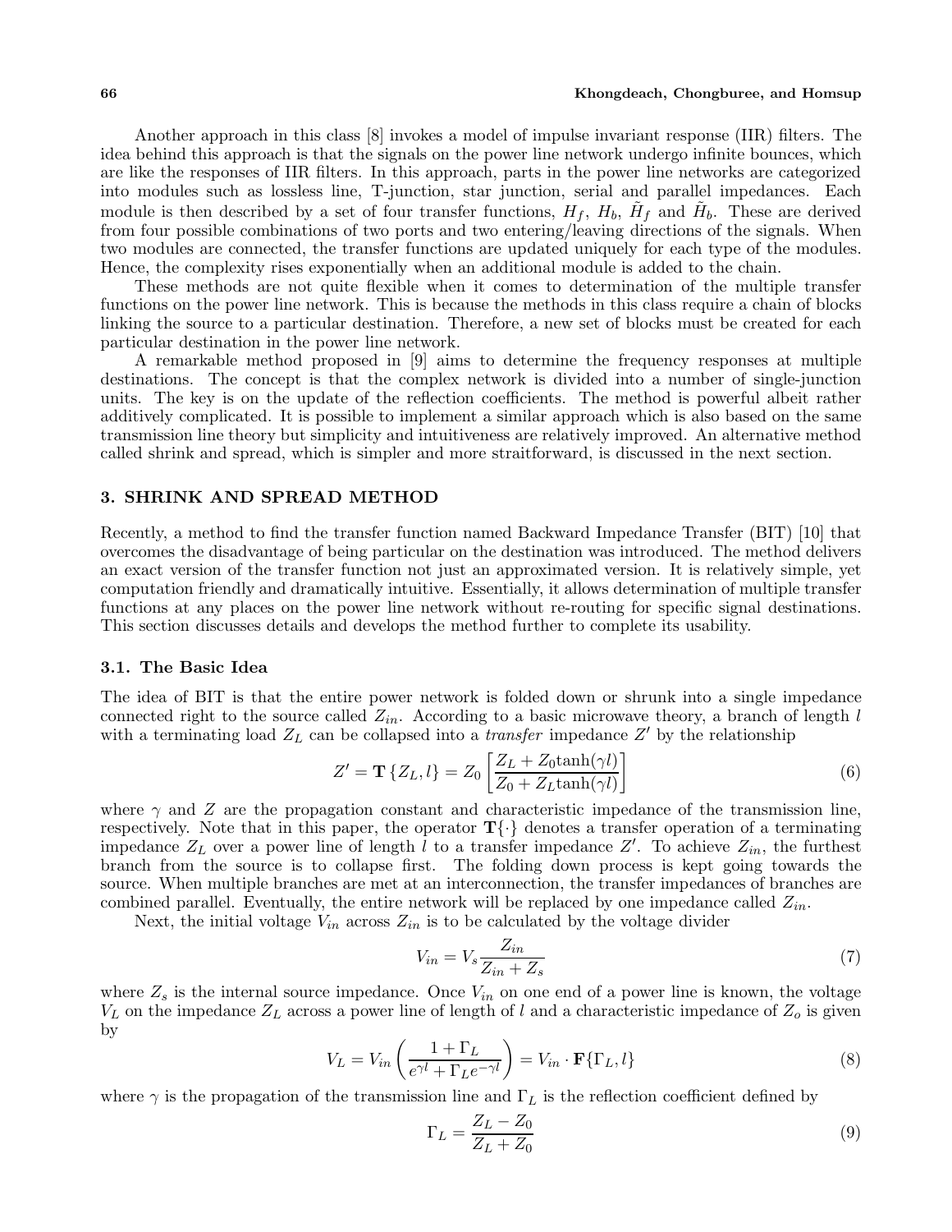Another approach in this class [8] invokes a model of impulse invariant response (IIR) filters. The idea behind this approach is that the signals on the power line network undergo infinite bounces, which are like the responses of IIR filters. In this approach, parts in the power line networks are categorized into modules such as lossless line, T-junction, star junction, serial and parallel impedances. Each module is then described by a set of four transfer functions, $H_f$, $H_b$, $\tilde{H}_f$ and $\tilde{H}_b$. These are derived from four possible combinations of two ports and two entering/leaving directions of the signals. When two modules are connected, the transfer functions are updated uniquely for each type of the modules. Hence, the complexity rises exponentially when an additional module is added to the chain.

These methods are not quite flexible when it comes to determination of the multiple transfer functions on the power line network. This is because the methods in this class require a chain of blocks linking the source to a particular destination. Therefore, a new set of blocks must be created for each particular destination in the power line network.

A remarkable method proposed in [9] aims to determine the frequency responses at multiple destinations. The concept is that the complex network is divided into a number of single-junction units. The key is on the update of the reflection coefficients. The method is powerful albeit rather additively complicated. It is possible to implement a similar approach which is also based on the same transmission line theory but simplicity and intuitiveness are relatively improved. An alternative method called shrink and spread, which is simpler and more straitforward, is discussed in the next section.

## 3. SHRINK AND SPREAD METHOD

Recently, a method to find the transfer function named Backward Impedance Transfer (BIT) [10] that overcomes the disadvantage of being particular on the destination was introduced. The method delivers an exact version of the transfer function not just an approximated version. It is relatively simple, yet computation friendly and dramatically intuitive. Essentially, it allows determination of multiple transfer functions at any places on the power line network without re-routing for specific signal destinations. This section discusses details and develops the method further to complete its usability.

### 3.1. The Basic Idea

The idea of BIT is that the entire power network is folded down or shrunk into a single impedance connected right to the source called $Z_{in}$. According to a basic microwave theory, a branch of length $l$ with a terminating load $Z_L$ can be collapsed into a *transfer* impedance $Z'$ by the relationship

$$Z' = \mathbf{T}\left\{Z_L, l\right\} = Z_0 \left[\frac{Z_L + Z_0 \tanh(\gamma l)}{Z_0 + Z_L \tanh(\gamma l)}\right] \tag{6}$$

where $\gamma$ and $Z$ are the propagation constant and characteristic impedance of the transmission line, respectively. Note that in this paper, the operator $\mathbf{T}\{\cdot\}$ denotes a transfer operation of a terminating impedance $Z_L$ over a power line of length $l$ to a transfer impedance $Z'$. To achieve $Z_{in}$, the furthest branch from the source is to collapse first. The folding down process is kept going towards the source. When multiple branches are met at an interconnection, the transfer impedances of branches are combined parallel. Eventually, the entire network will be replaced by one impedance called $Z_{in}$.

Next, the initial voltage $V_{in}$ across $Z_{in}$ is to be calculated by the voltage divider

$$V_{in} = V_s \frac{Z_{in}}{Z_{in} + Z_s} \tag{7}$$

where $Z_s$ is the internal source impedance. Once $V_{in}$ on one end of a power line is known, the voltage $V_L$ on the impedance $Z_L$ across a power line of length of $l$ and a characteristic impedance of $Z_o$ is given by

$$V_L = V_{in}\left(\frac{1 + \Gamma_L}{e^{\gamma l} + \Gamma_L e^{-\gamma l}}\right) = V_{in} \cdot \mathbf{F}\{\Gamma_L, l\} \tag{8}$$

where $\gamma$ is the propagation of the transmission line and $\Gamma_L$ is the reflection coefficient defined by

$$\Gamma_L = \frac{Z_L - Z_0}{Z_L + Z_0} \tag{9}$$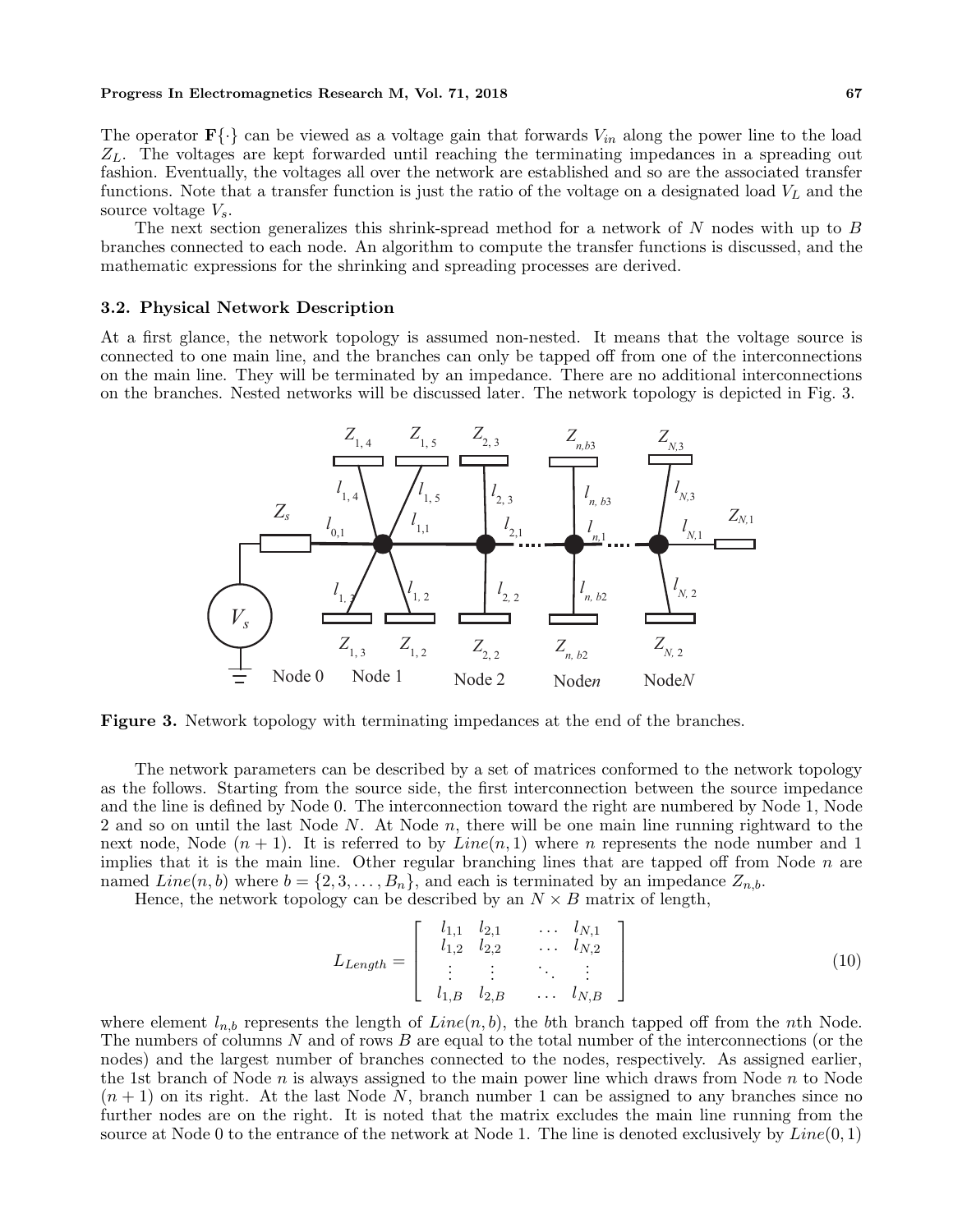The operator $\mathbf{F}\{\cdot\}$ can be viewed as a voltage gain that forwards $V_{in}$ along the power line to the load $Z_L$. The voltages are kept forwarded until reaching the terminating impedances in a spreading out fashion. Eventually, the voltages all over the network are established and so are the associated transfer functions. Note that a transfer function is just the ratio of the voltage on a designated load $V_L$ and the source voltage $V_s$.

The next section generalizes this shrink-spread method for a network of $N$ nodes with up to $B$ branches connected to each node. An algorithm to compute the transfer functions is discussed, and the mathematic expressions for the shrinking and spreading processes are derived.

### 3.2. Physical Network Description

At a first glance, the network topology is assumed non-nested. It means that the voltage source is connected to one main line, and the branches can only be tapped off from one of the interconnections on the main line. They will be terminated by an impedance. There are no additional interconnections on the branches. Nested networks will be discussed later. The network topology is depicted in Fig. 3.

**Figure 3.** Network topology with terminating impedances at the end of the branches.

The network parameters can be described by a set of matrices conformed to the network topology as the follows. Starting from the source side, the first interconnection between the source impedance and the line is defined by Node 0. The interconnection toward the right are numbered by Node 1, Node 2 and so on until the last Node $N$. At Node $n$, there will be one main line running rightward to the next node, Node $(n + 1)$. It is referred to by $Line(n, 1)$ where $n$ represents the node number and 1 implies that it is the main line. Other regular branching lines that are tapped off from Node $n$ are named $Line(n, b)$ where $b = \{2, 3, \ldots, B_n\}$, and each is terminated by an impedance $Z_{n,b}$.

Hence, the network topology can be described by an $N \times B$ matrix of length,

$$L_{Length} = \begin{bmatrix} l_{1,1} & l_{2,1} & \ldots & l_{N,1} \\ l_{1,2} & l_{2,2} & \ldots & l_{N,2} \\ \vdots & \vdots & \ddots & \vdots \\ l_{1,B} & l_{2,B} & \ldots & l_{N,B} \end{bmatrix} \tag{10}$$

where element $l_{n,b}$ represents the length of $Line(n, b)$, the $b$th branch tapped off from the $n$th Node. The numbers of columns $N$ and of rows $B$ are equal to the total number of the interconnections (or the nodes) and the largest number of branches connected to the nodes, respectively. As assigned earlier, the 1st branch of Node $n$ is always assigned to the main power line which draws from Node $n$ to Node $(n + 1)$ on its right. At the last Node $N$, branch number 1 can be assigned to any branches since no further nodes are on the right. It is noted that the matrix excludes the main line running from the source at Node 0 to the entrance of the network at Node 1. The line is denoted exclusively by $Line(0, 1)$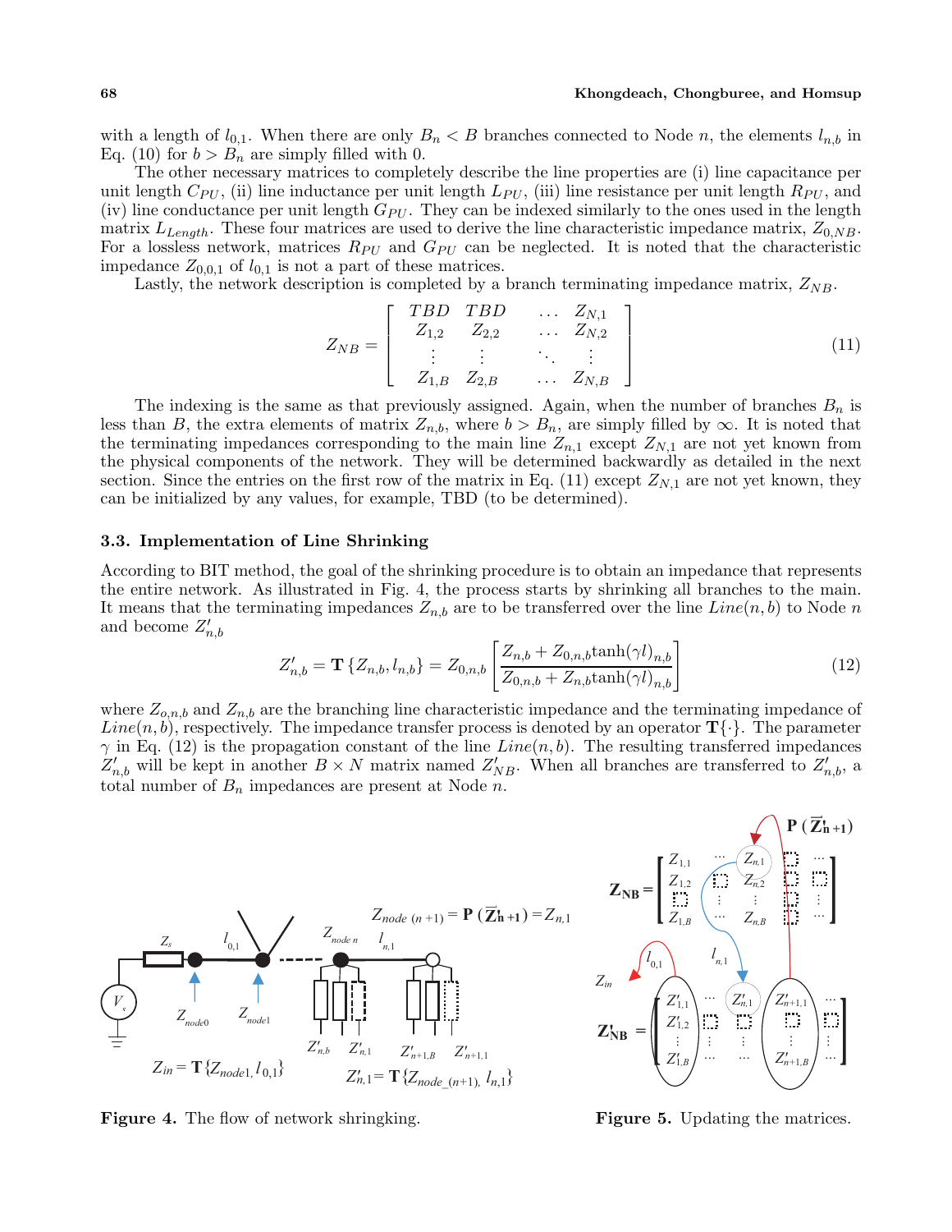with a length of $l_{0,1}$. When there are only $B_n < B$ branches connected to Node $n$, the elements $l_{n,b}$ in Eq. (10) for $b > B_n$ are simply filled with 0.

The other necessary matrices to completely describe the line properties are (i) line capacitance per unit length $C_{PU}$, (ii) line inductance per unit length $L_{PU}$, (iii) line resistance per unit length $R_{PU}$, and (iv) line conductance per unit length $G_{PU}$. They can be indexed similarly to the ones used in the length matrix $L_{Length}$. These four matrices are used to derive the line characteristic impedance matrix, $Z_{0,NB}$. For a lossless network, matrices $R_{PU}$ and $G_{PU}$ can be neglected. It is noted that the characteristic impedance $Z_{0,0,1}$ of $l_{0,1}$ is not a part of these matrices.

Lastly, the network description is completed by a branch terminating impedance matrix, $Z_{NB}$.

$$Z_{NB} = \begin{bmatrix} TBD & TBD & \dots & Z_{N,1} \\ Z_{1,2} & Z_{2,2} & \dots & Z_{N,2} \\ \vdots & \vdots & \ddots & \vdots \\ Z_{1,B} & Z_{2,B} & \dots & Z_{N,B} \end{bmatrix} \tag{11}$$

The indexing is the same as that previously assigned. Again, when the number of branches $B_n$ is less than $B$, the extra elements of matrix $Z_{n,b}$, where $b > B_n$, are simply filled by $\infty$. It is noted that the terminating impedances corresponding to the main line $Z_{n,1}$ except $Z_{N,1}$ are not yet known from the physical components of the network. They will be determined backwardly as detailed in the next section. Since the entries on the first row of the matrix in Eq. (11) except $Z_{N,1}$ are not yet known, they can be initialized by any values, for example, TBD (to be determined).

### 3.3. Implementation of Line Shrinking

According to BIT method, the goal of the shrinking procedure is to obtain an impedance that represents the entire network. As illustrated in Fig. 4, the process starts by shrinking all branches to the main. It means that the terminating impedances $Z_{n,b}$ are to be transferred over the line $Line(n, b)$ to Node $n$ and become $Z'_{n,b}$

$$Z'_{n,b} = \mathbf{T}\{Z_{n,b}, l_{n,b}\} = Z_{0,n,b}\left[\frac{Z_{n,b} + Z_{0,n,b}\tanh(\gamma l)_{n,b}}{Z_{0,n,b} + Z_{n,b}\tanh(\gamma l)_{n,b}}\right] \tag{12}$$

where $Z_{o,n,b}$ and $Z_{n,b}$ are the branching line characteristic impedance and the terminating impedance of $Line(n, b)$, respectively. The impedance transfer process is denoted by an operator $\mathbf{T}\{\cdot\}$. The parameter $\gamma$ in Eq. (12) is the propagation constant of the line $Line(n, b)$. The resulting transferred impedances $Z'_{n,b}$ will be kept in another $B \times N$ matrix named $Z'_{NB}$. When all branches are transferred to $Z'_{n,b}$, a total number of $B_n$ impedances are present at Node $n$.

Figure 4. The flow of network shringking.

Figure 5. Updating the matrices.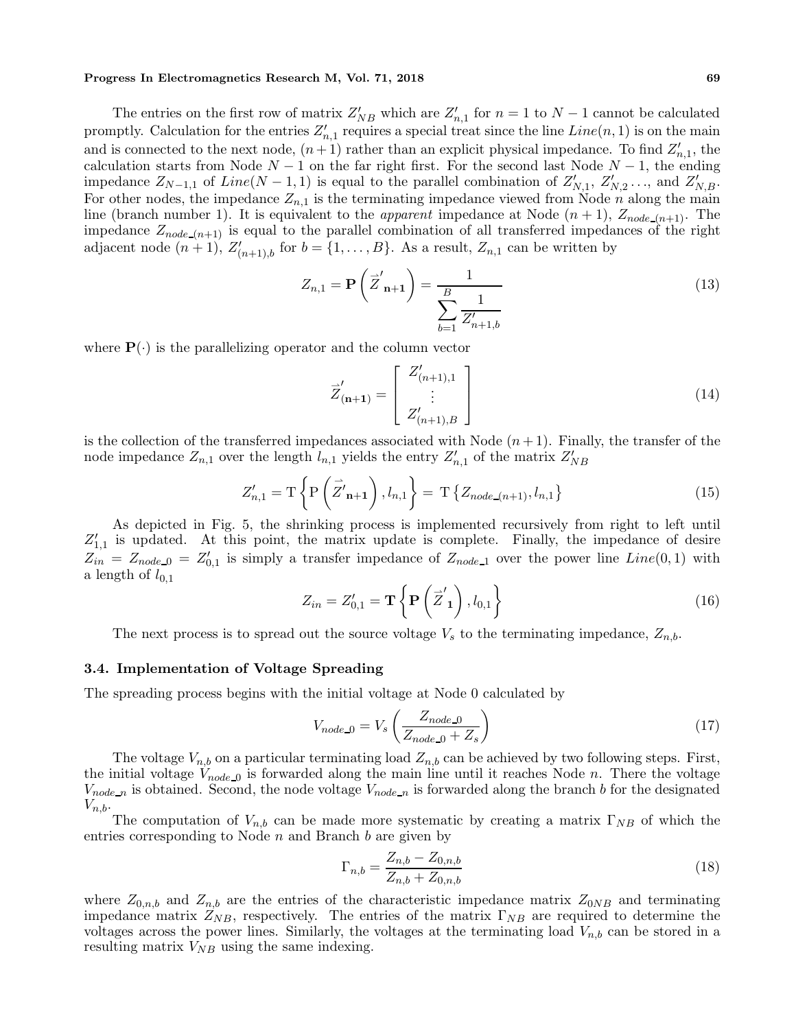The entries on the first row of matrix $Z'_{NB}$ which are $Z'_{n,1}$ for $n = 1$ to $N - 1$ cannot be calculated promptly. Calculation for the entries $Z'_{n,1}$ requires a special treat since the line $Line(n, 1)$ is on the main and is connected to the next node, $(n+1)$ rather than an explicit physical impedance. To find $Z'_{n,1}$, the calculation starts from Node $N - 1$ on the far right first. For the second last Node $N - 1$, the ending impedance $Z_{N-1,1}$ of $Line(N - 1, 1)$ is equal to the parallel combination of $Z'_{N,1}$, $Z'_{N,2} \ldots$, and $Z'_{N,B}$. For other nodes, the impedance $Z_{n,1}$ is the terminating impedance viewed from Node $n$ along the main line (branch number 1). It is equivalent to the *apparent* impedance at Node $(n + 1)$, $Z_{node\_(n+1)}$. The impedance $Z_{node\_(n+1)}$ is equal to the parallel combination of all transferred impedances of the right adjacent node $(n + 1)$, $Z'_{(n+1),b}$ for $b = \{1, \ldots, B\}$. As a result, $Z_{n,1}$ can be written by

$$Z_{n,1} = \mathbf{P}\left(\vec{Z}'_{\mathbf{n+1}}\right) = \frac{1}{\displaystyle\sum_{b=1}^{B} \frac{1}{Z'_{n+1,b}}} \tag{13}$$

where $\mathbf{P}(\cdot)$ is the parallelizing operator and the column vector

$$\vec{Z}'_{(\mathbf{n+1})} = \begin{bmatrix} Z'_{(n+1),1} \\ \vdots \\ Z'_{(n+1),B} \end{bmatrix} \tag{14}$$

is the collection of the transferred impedances associated with Node $(n+1)$. Finally, the transfer of the node impedance $Z_{n,1}$ over the length $l_{n,1}$ yields the entry $Z'_{n,1}$ of the matrix $Z'_{NB}$

$$Z'_{n,1} = \mathrm{T}\left\{\mathrm{P}\left(\vec{Z}'_{\mathbf{n+1}}\right), l_{n,1}\right\} = \mathrm{T}\left\{Z_{node\_(n+1)}, l_{n,1}\right\} \tag{15}$$

As depicted in Fig. 5, the shrinking process is implemented recursively from right to left until $Z'_{1,1}$ is updated. At this point, the matrix update is complete. Finally, the impedance of desire $Z_{in} = Z_{node\_0} = Z'_{0,1}$ is simply a transfer impedance of $Z_{node\_1}$ over the power line $Line(0, 1)$ with a length of $l_{0,1}$

$$Z_{in} = Z'_{0,1} = \mathbf{T}\left\{\mathbf{P}\left(\vec{Z}'_{\mathbf{1}}\right), l_{0,1}\right\} \tag{16}$$

The next process is to spread out the source voltage $V_s$ to the terminating impedance, $Z_{n,b}$.

### 3.4. Implementation of Voltage Spreading

The spreading process begins with the initial voltage at Node 0 calculated by

$$V_{node\_0} = V_s \left(\frac{Z_{node\_0}}{Z_{node\_0} + Z_s}\right) \tag{17}$$

The voltage $V_{n,b}$ on a particular terminating load $Z_{n,b}$ can be achieved by two following steps. First, the initial voltage $V_{node\_0}$ is forwarded along the main line until it reaches Node $n$. There the voltage $V_{node\_n}$ is obtained. Second, the node voltage $V_{node\_n}$ is forwarded along the branch $b$ for the designated $V_{n,b}$.

The computation of $V_{n,b}$ can be made more systematic by creating a matrix $\Gamma_{NB}$ of which the entries corresponding to Node $n$ and Branch $b$ are given by

$$\Gamma_{n,b} = \frac{Z_{n,b} - Z_{0,n,b}}{Z_{n,b} + Z_{0,n,b}} \tag{18}$$

where $Z_{0,n,b}$ and $Z_{n,b}$ are the entries of the characteristic impedance matrix $Z_{0NB}$ and terminating impedance matrix $Z_{NB}$, respectively. The entries of the matrix $\Gamma_{NB}$ are required to determine the voltages across the power lines. Similarly, the voltages at the terminating load $V_{n,b}$ can be stored in a resulting matrix $V_{NB}$ using the same indexing.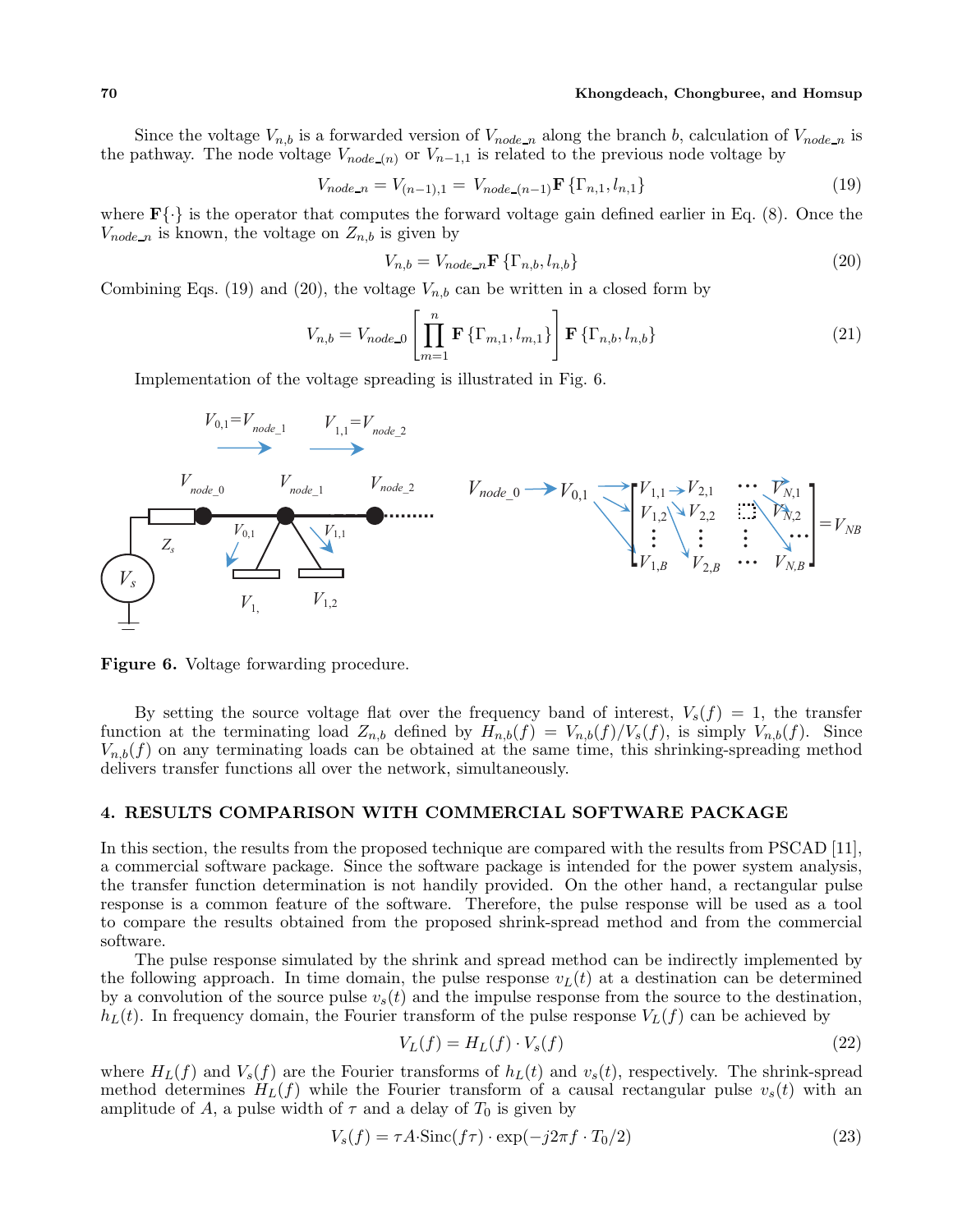Since the voltage $V_{n,b}$ is a forwarded version of $V_{node\_n}$ along the branch $b$, calculation of $V_{node\_n}$ is the pathway. The node voltage $V_{node\_(n)}$ or $V_{n-1,1}$ is related to the previous node voltage by

$$V_{node\_n} = V_{(n-1),1} = V_{node\_(n-1)}\mathbf{F}\left\{\Gamma_{n,1}, l_{n,1}\right\} \tag{19}$$

where $\mathbf{F}\{\cdot\}$ is the operator that computes the forward voltage gain defined earlier in Eq. (8). Once the $V_{node\_n}$ is known, the voltage on $Z_{n,b}$ is given by

$$V_{n,b} = V_{node\_n}\mathbf{F}\left\{\Gamma_{n,b}, l_{n,b}\right\} \tag{20}$$

Combining Eqs. (19) and (20), the voltage $V_{n,b}$ can be written in a closed form by

$$V_{n,b} = V_{node\_0}\left[\prod_{m=1}^{n}\mathbf{F}\left\{\Gamma_{m,1}, l_{m,1}\right\}\right]\mathbf{F}\left\{\Gamma_{n,b}, l_{n,b}\right\} \tag{21}$$

Implementation of the voltage spreading is illustrated in Fig. 6.

**Figure 6.** Voltage forwarding procedure.

By setting the source voltage flat over the frequency band of interest, $V_s(f) = 1$, the transfer function at the terminating load $Z_{n,b}$ defined by $H_{n,b}(f) = V_{n,b}(f)/V_s(f)$, is simply $V_{n,b}(f)$. Since $V_{n,b}(f)$ on any terminating loads can be obtained at the same time, this shrinking-spreading method delivers transfer functions all over the network, simultaneously.

## 4. RESULTS COMPARISON WITH COMMERCIAL SOFTWARE PACKAGE

In this section, the results from the proposed technique are compared with the results from PSCAD [11], a commercial software package. Since the software package is intended for the power system analysis, the transfer function determination is not handily provided. On the other hand, a rectangular pulse response is a common feature of the software. Therefore, the pulse response will be used as a tool to compare the results obtained from the proposed shrink-spread method and from the commercial software.

The pulse response simulated by the shrink and spread method can be indirectly implemented by the following approach. In time domain, the pulse response $v_L(t)$ at a destination can be determined by a convolution of the source pulse $v_s(t)$ and the impulse response from the source to the destination, $h_L(t)$. In frequency domain, the Fourier transform of the pulse response $V_L(f)$ can be achieved by

$$V_L(f) = H_L(f) \cdot V_s(f) \tag{22}$$

where $H_L(f)$ and $V_s(f)$ are the Fourier transforms of $h_L(t)$ and $v_s(t)$, respectively. The shrink-spread method determines $H_L(f)$ while the Fourier transform of a causal rectangular pulse $v_s(t)$ with an amplitude of $A$, a pulse width of $\tau$ and a delay of $T_0$ is given by

$$V_s(f) = \tau A \cdot \mathrm{Sinc}(f\tau) \cdot \exp(-j2\pi f \cdot T_0/2) \tag{23}$$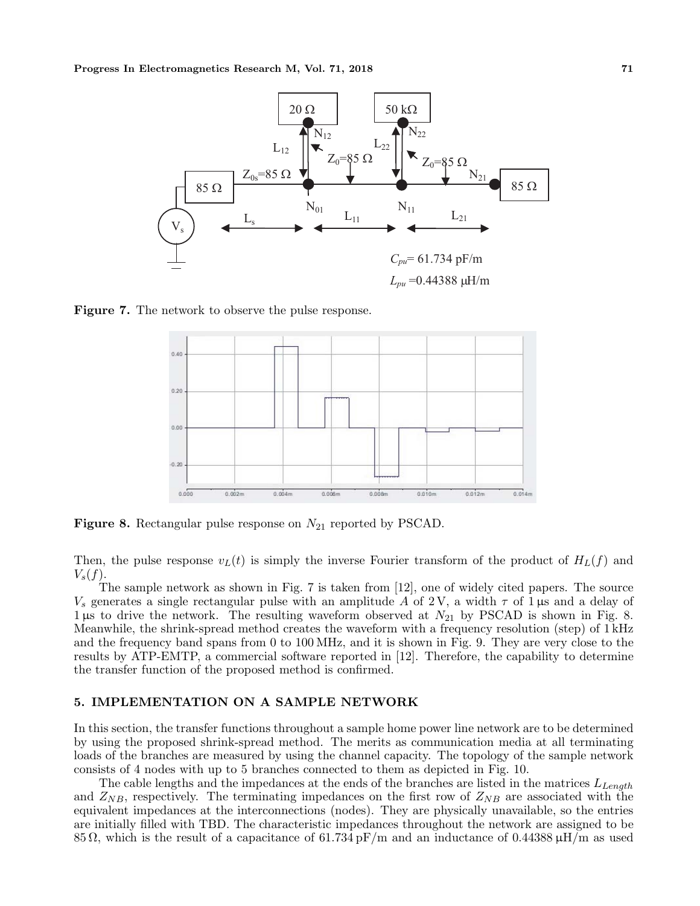**Figure 7.** The network to observe the pulse response.

**Figure 8.** Rectangular pulse response on $N_{21}$ reported by PSCAD.

Then, the pulse response $v_L(t)$ is simply the inverse Fourier transform of the product of $H_L(f)$ and $V_s(f)$.

The sample network as shown in Fig. 7 is taken from [12], one of widely cited papers. The source $V_s$ generates a single rectangular pulse with an amplitude $A$ of 2 V, a width $\tau$ of 1 µs and a delay of 1 µs to drive the network. The resulting waveform observed at $N_{21}$ by PSCAD is shown in Fig. 8. Meanwhile, the shrink-spread method creates the waveform with a frequency resolution (step) of 1 kHz and the frequency band spans from 0 to 100 MHz, and it is shown in Fig. 9. They are very close to the results by ATP-EMTP, a commercial software reported in [12]. Therefore, the capability to determine the transfer function of the proposed method is confirmed.

## 5. IMPLEMENTATION ON A SAMPLE NETWORK

In this section, the transfer functions throughout a sample home power line network are to be determined by using the proposed shrink-spread method. The merits as communication media at all terminating loads of the branches are measured by using the channel capacity. The topology of the sample network consists of 4 nodes with up to 5 branches connected to them as depicted in Fig. 10.

The cable lengths and the impedances at the ends of the branches are listed in the matrices $L_{Length}$ and $Z_{NB}$, respectively. The terminating impedances on the first row of $Z_{NB}$ are associated with the equivalent impedances at the interconnections (nodes). They are physically unavailable, so the entries are initially filled with TBD. The characteristic impedances throughout the network are assigned to be 85 Ω, which is the result of a capacitance of 61.734 pF/m and an inductance of 0.44388 µH/m as used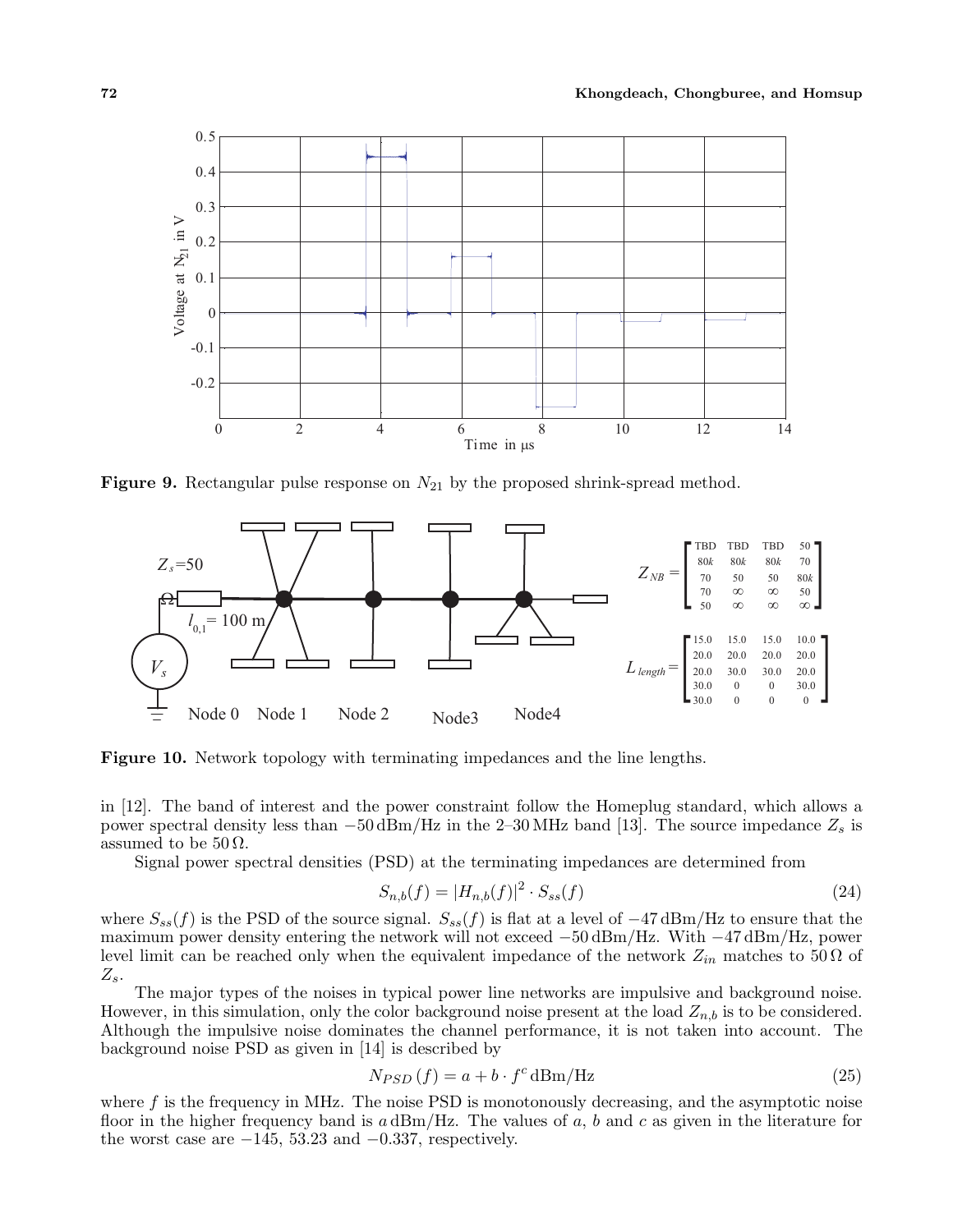**Figure 9.** Rectangular pulse response on $N_{21}$ by the proposed shrink-spread method.

$$Z_{NB} = \begin{bmatrix} \text{TBD} & \text{TBD} & \text{TBD} & 50 \\ 80k & 80k & 80k & 70 \\ 70 & 50 & 50 & 80k \\ 70 & \infty & \infty & 50 \\ 50 & \infty & \infty & \infty \end{bmatrix}$$

$$L_{length} = \begin{bmatrix} 15.0 & 15.0 & 15.0 & 10.0 \\ 20.0 & 20.0 & 20.0 & 20.0 \\ 20.0 & 30.0 & 30.0 & 20.0 \\ 30.0 & 0 & 0 & 30.0 \\ 30.0 & 0 & 0 & 0 \end{bmatrix}$$

**Figure 10.** Network topology with terminating impedances and the line lengths.

in [12]. The band of interest and the power constraint follow the Homeplug standard, which allows a power spectral density less than $-50\,\text{dBm/Hz}$ in the 2–30 MHz band [13]. The source impedance $Z_s$ is assumed to be $50\,\Omega$.

Signal power spectral densities (PSD) at the terminating impedances are determined from

$$S_{n,b}(f) = |H_{n,b}(f)|^2 \cdot S_{ss}(f) \tag{24}$$

where $S_{ss}(f)$ is the PSD of the source signal. $S_{ss}(f)$ is flat at a level of $-47\,\text{dBm/Hz}$ to ensure that the maximum power density entering the network will not exceed $-50\,\text{dBm/Hz}$. With $-47\,\text{dBm/Hz}$, power level limit can be reached only when the equivalent impedance of the network $Z_{in}$ matches to $50\,\Omega$ of $Z_s$.

The major types of the noises in typical power line networks are impulsive and background noise. However, in this simulation, only the color background noise present at the load $Z_{n,b}$ is to be considered. Although the impulsive noise dominates the channel performance, it is not taken into account. The background noise PSD as given in [14] is described by

$$N_{PSD}(f) = a + b \cdot f^c\,\text{dBm/Hz} \tag{25}$$

where $f$ is the frequency in MHz. The noise PSD is monotonously decreasing, and the asymptotic noise floor in the higher frequency band is $a\,\text{dBm/Hz}$. The values of $a$, $b$ and $c$ as given in the literature for the worst case are $-145$, $53.23$ and $-0.337$, respectively.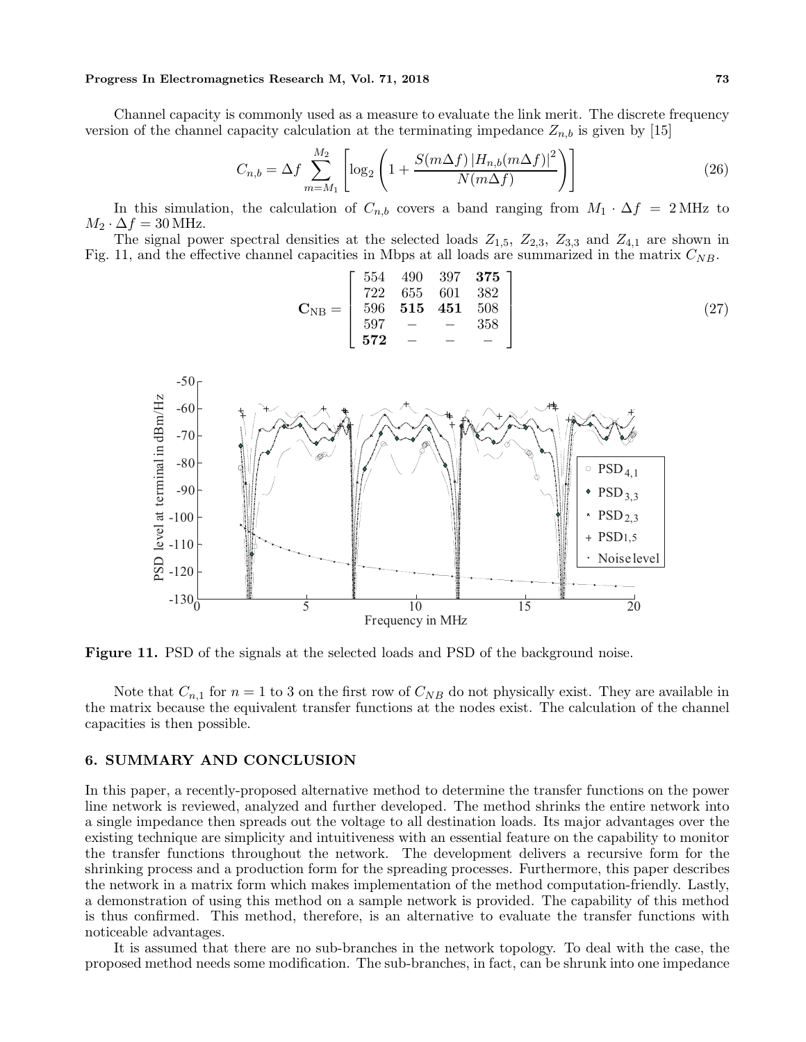Channel capacity is commonly used as a measure to evaluate the link merit. The discrete frequency version of the channel capacity calculation at the terminating impedance $Z_{n,b}$ is given by [15]

$$C_{n,b} = \Delta f \sum_{m=M_1}^{M_2} \left[ \log_2 \left( 1 + \frac{S(m\Delta f) \left| H_{n,b}(m\Delta f) \right|^2}{N(m\Delta f)} \right) \right] \tag{26}$$

In this simulation, the calculation of $C_{n,b}$ covers a band ranging from $M_1 \cdot \Delta f = 2\,\text{MHz}$ to $M_2 \cdot \Delta f = 30\,\text{MHz}$.

The signal power spectral densities at the selected loads $Z_{1,5}$, $Z_{2,3}$, $Z_{3,3}$ and $Z_{4,1}$ are shown in Fig. 11, and the effective channel capacities in Mbps at all loads are summarized in the matrix $C_{NB}$.

$$\mathbf{C}_{\text{NB}} = \begin{bmatrix} 554 & 490 & 397 & \mathbf{375} \\ 722 & 655 & 601 & 382 \\ 596 & \mathbf{515} & \mathbf{451} & 508 \\ 597 & - & - & 358 \\ \mathbf{572} & - & - & - \end{bmatrix} \tag{27}$$

**Figure 11.** PSD of the signals at the selected loads and PSD of the background noise.

Note that $C_{n,1}$ for $n = 1$ to 3 on the first row of $C_{NB}$ do not physically exist. They are available in the matrix because the equivalent transfer functions at the nodes exist. The calculation of the channel capacities is then possible.

## 6. SUMMARY AND CONCLUSION

In this paper, a recently-proposed alternative method to determine the transfer functions on the power line network is reviewed, analyzed and further developed. The method shrinks the entire network into a single impedance then spreads out the voltage to all destination loads. Its major advantages over the existing technique are simplicity and intuitiveness with an essential feature on the capability to monitor the transfer functions throughout the network. The development delivers a recursive form for the shrinking process and a production form for the spreading processes. Furthermore, this paper describes the network in a matrix form which makes implementation of the method computation-friendly. Lastly, a demonstration of using this method on a sample network is provided. The capability of this method is thus confirmed. This method, therefore, is an alternative to evaluate the transfer functions with noticeable advantages.

It is assumed that there are no sub-branches in the network topology. To deal with the case, the proposed method needs some modification. The sub-branches, in fact, can be shrunk into one impedance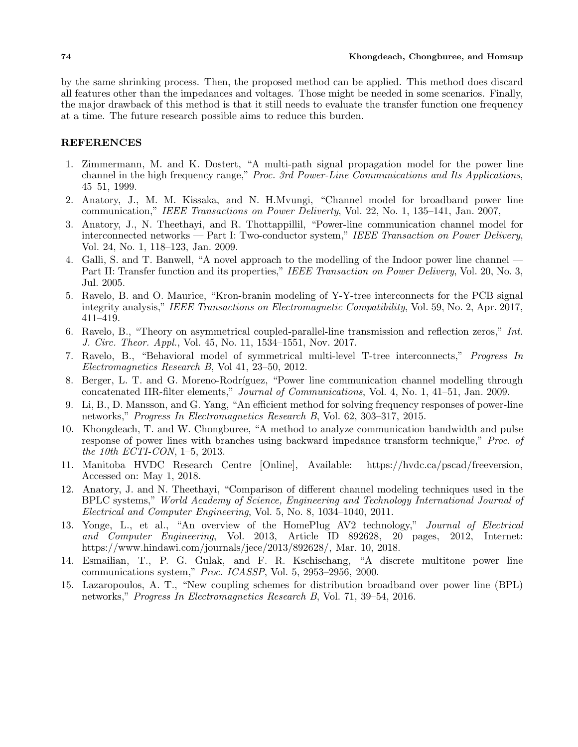by the same shrinking process. Then, the proposed method can be applied. This method does discard all features other than the impedances and voltages. Those might be needed in some scenarios. Finally, the major drawback of this method is that it still needs to evaluate the transfer function one frequency at a time. The future research possible aims to reduce this burden.

## REFERENCES

1. Zimmermann, M. and K. Dostert, "A multi-path signal propagation model for the power line channel in the high frequency range," *Proc. 3rd Power-Line Communications and Its Applications*, 45–51, 1999.
2. Anatory, J., M. M. Kissaka, and N. H.Mvungi, "Channel model for broadband power line communication," *IEEE Transactions on Power Deliverty*, Vol. 22, No. 1, 135–141, Jan. 2007,
3. Anatory, J., N. Theethayi, and R. Thottappillil, "Power-line communication channel model for interconnected networks — Part I: Two-conductor system," *IEEE Transaction on Power Delivery*, Vol. 24, No. 1, 118–123, Jan. 2009.
4. Galli, S. and T. Banwell, "A novel approach to the modelling of the Indoor power line channel — Part II: Transfer function and its properties," *IEEE Transaction on Power Delivery*, Vol. 20, No. 3, Jul. 2005.
5. Ravelo, B. and O. Maurice, "Kron-branin modeling of Y-Y-tree interconnects for the PCB signal integrity analysis," *IEEE Transactions on Electromagnetic Compatibility*, Vol. 59, No. 2, Apr. 2017, 411–419.
6. Ravelo, B., "Theory on asymmetrical coupled-parallel-line transmission and reflection zeros," *Int. J. Circ. Theor. Appl.*, Vol. 45, No. 11, 1534–1551, Nov. 2017.
7. Ravelo, B., "Behavioral model of symmetrical multi-level T-tree interconnects," *Progress In Electromagnetics Research B*, Vol 41, 23–50, 2012.
8. Berger, L. T. and G. Moreno-Rodríguez, "Power line communication channel modelling through concatenated IIR-filter elements," *Journal of Communications*, Vol. 4, No. 1, 41–51, Jan. 2009.
9. Li, B., D. Mansson, and G. Yang, "An efficient method for solving frequency responses of power-line networks," *Progress In Electromagnetics Research B*, Vol. 62, 303–317, 2015.
10. Khongdeach, T. and W. Chongburee, "A method to analyze communication bandwidth and pulse response of power lines with branches using backward impedance transform technique," *Proc. of the 10th ECTI-CON*, 1–5, 2013.
11. Manitoba HVDC Research Centre [Online], Available: https://hvdc.ca/pscad/freeversion, Accessed on: May 1, 2018.
12. Anatory, J. and N. Theethayi, "Comparison of different channel modeling techniques used in the BPLC systems," *World Academy of Science, Engineering and Technology International Journal of Electrical and Computer Engineering*, Vol. 5, No. 8, 1034–1040, 2011.
13. Yonge, L., et al., "An overview of the HomePlug AV2 technology," *Journal of Electrical and Computer Engineering*, Vol. 2013, Article ID 892628, 20 pages, 2012, Internet: https://www.hindawi.com/journals/jece/2013/892628/, Mar. 10, 2018.
14. Esmailian, T., P. G. Gulak, and F. R. Kschischang, "A discrete multitone power line communications system," *Proc. ICASSP*, Vol. 5, 2953–2956, 2000.
15. Lazaropoulos, A. T., "New coupling schemes for distribution broadband over power line (BPL) networks," *Progress In Electromagnetics Research B*, Vol. 71, 39–54, 2016.